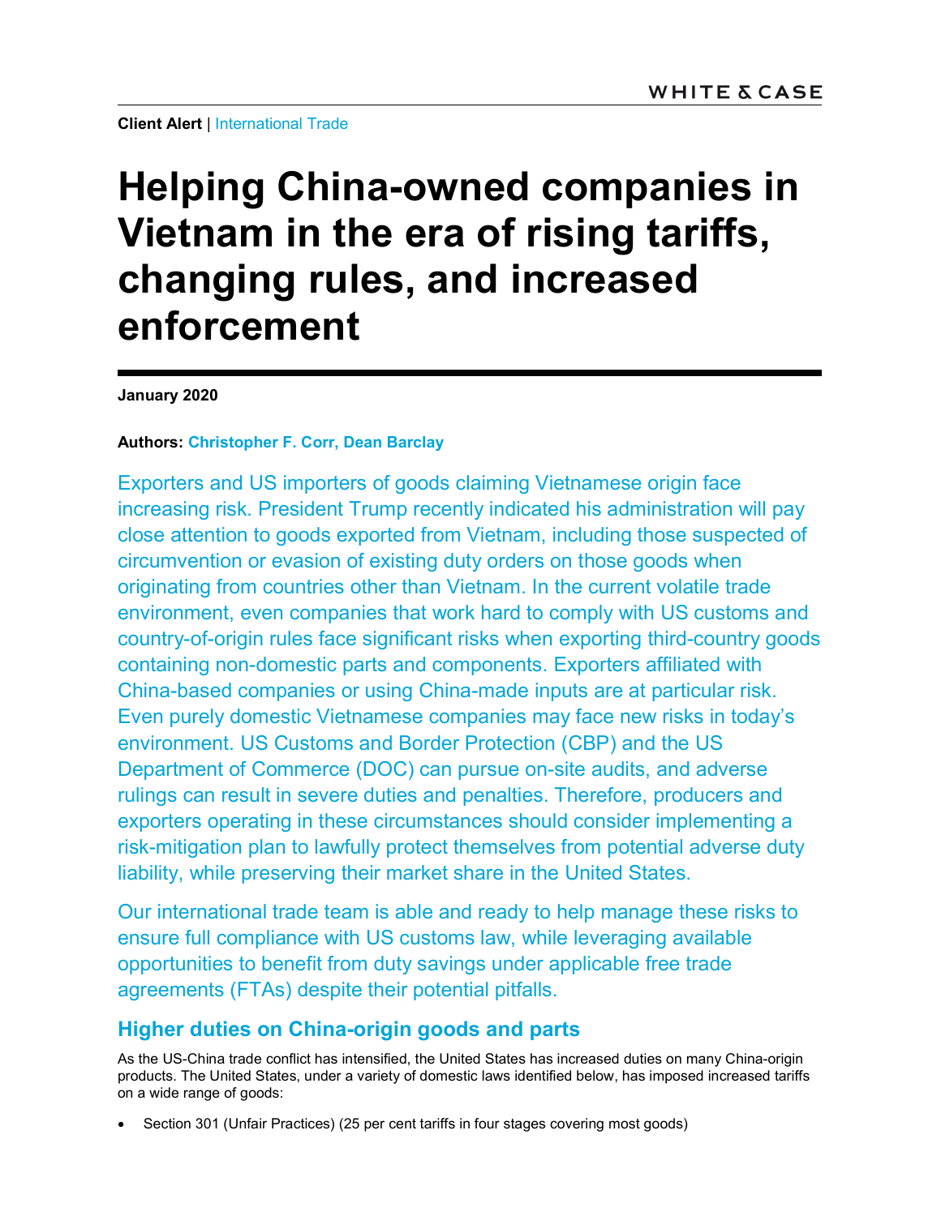WHITE & CASE

**Client Alert** | International Trade

# Helping China-owned companies in Vietnam in the era of rising tariffs, changing rules, and increased enforcement

**January 2020**

**Authors: Christopher F. Corr, Dean Barclay**

Exporters and US importers of goods claiming Vietnamese origin face increasing risk. President Trump recently indicated his administration will pay close attention to goods exported from Vietnam, including those suspected of circumvention or evasion of existing duty orders on those goods when originating from countries other than Vietnam. In the current volatile trade environment, even companies that work hard to comply with US customs and country-of-origin rules face significant risks when exporting third-country goods containing non-domestic parts and components. Exporters affiliated with China-based companies or using China-made inputs are at particular risk. Even purely domestic Vietnamese companies may face new risks in today's environment. US Customs and Border Protection (CBP) and the US Department of Commerce (DOC) can pursue on-site audits, and adverse rulings can result in severe duties and penalties. Therefore, producers and exporters operating in these circumstances should consider implementing a risk-mitigation plan to lawfully protect themselves from potential adverse duty liability, while preserving their market share in the United States.

Our international trade team is able and ready to help manage these risks to ensure full compliance with US customs law, while leveraging available opportunities to benefit from duty savings under applicable free trade agreements (FTAs) despite their potential pitfalls.

## Higher duties on China-origin goods and parts

As the US-China trade conflict has intensified, the United States has increased duties on many China-origin products. The United States, under a variety of domestic laws identified below, has imposed increased tariffs on a wide range of goods:

- Section 301 (Unfair Practices) (25 per cent tariffs in four stages covering most goods)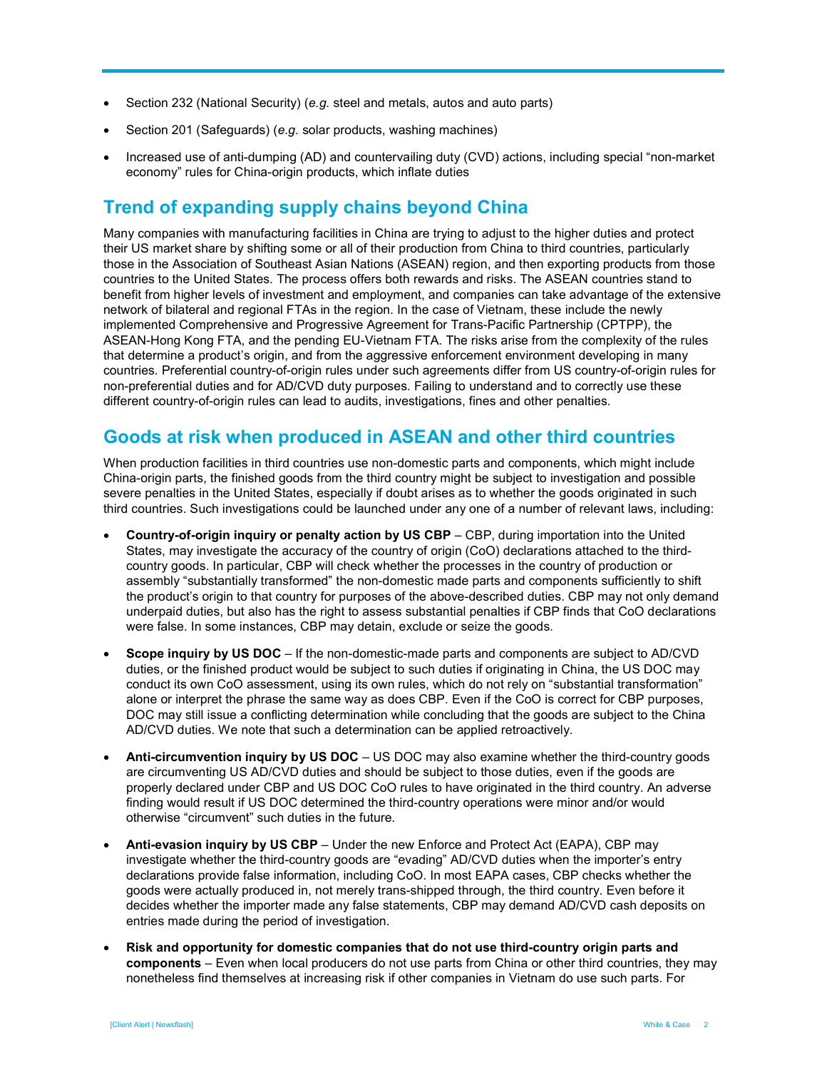- Section 232 (National Security) (*e.g.* steel and metals, autos and auto parts)
- Section 201 (Safeguards) (*e.g.* solar products, washing machines)
- Increased use of anti-dumping (AD) and countervailing duty (CVD) actions, including special "non-market economy" rules for China-origin products, which inflate duties

## Trend of expanding supply chains beyond China

Many companies with manufacturing facilities in China are trying to adjust to the higher duties and protect their US market share by shifting some or all of their production from China to third countries, particularly those in the Association of Southeast Asian Nations (ASEAN) region, and then exporting products from those countries to the United States. The process offers both rewards and risks. The ASEAN countries stand to benefit from higher levels of investment and employment, and companies can take advantage of the extensive network of bilateral and regional FTAs in the region. In the case of Vietnam, these include the newly implemented Comprehensive and Progressive Agreement for Trans-Pacific Partnership (CPTPP), the ASEAN-Hong Kong FTA, and the pending EU-Vietnam FTA. The risks arise from the complexity of the rules that determine a product's origin, and from the aggressive enforcement environment developing in many countries. Preferential country-of-origin rules under such agreements differ from US country-of-origin rules for non-preferential duties and for AD/CVD duty purposes. Failing to understand and to correctly use these different country-of-origin rules can lead to audits, investigations, fines and other penalties.

## Goods at risk when produced in ASEAN and other third countries

When production facilities in third countries use non-domestic parts and components, which might include China-origin parts, the finished goods from the third country might be subject to investigation and possible severe penalties in the United States, especially if doubt arises as to whether the goods originated in such third countries. Such investigations could be launched under any one of a number of relevant laws, including:

- **Country-of-origin inquiry or penalty action by US CBP** – CBP, during importation into the United States, may investigate the accuracy of the country of origin (CoO) declarations attached to the third-country goods. In particular, CBP will check whether the processes in the country of production or assembly "substantially transformed" the non-domestic made parts and components sufficiently to shift the product's origin to that country for purposes of the above-described duties. CBP may not only demand underpaid duties, but also has the right to assess substantial penalties if CBP finds that CoO declarations were false. In some instances, CBP may detain, exclude or seize the goods.
- **Scope inquiry by US DOC** – If the non-domestic-made parts and components are subject to AD/CVD duties, or the finished product would be subject to such duties if originating in China, the US DOC may conduct its own CoO assessment, using its own rules, which do not rely on "substantial transformation" alone or interpret the phrase the same way as does CBP. Even if the CoO is correct for CBP purposes, DOC may still issue a conflicting determination while concluding that the goods are subject to the China AD/CVD duties. We note that such a determination can be applied retroactively.
- **Anti-circumvention inquiry by US DOC** – US DOC may also examine whether the third-country goods are circumventing US AD/CVD duties and should be subject to those duties, even if the goods are properly declared under CBP and US DOC CoO rules to have originated in the third country. An adverse finding would result if US DOC determined the third-country operations were minor and/or would otherwise "circumvent" such duties in the future.
- **Anti-evasion inquiry by US CBP** – Under the new Enforce and Protect Act (EAPA), CBP may investigate whether the third-country goods are "evading" AD/CVD duties when the importer's entry declarations provide false information, including CoO. In most EAPA cases, CBP checks whether the goods were actually produced in, not merely trans-shipped through, the third country. Even before it decides whether the importer made any false statements, CBP may demand AD/CVD cash deposits on entries made during the period of investigation.
- **Risk and opportunity for domestic companies that do not use third-country origin parts and components** – Even when local producers do not use parts from China or other third countries, they may nonetheless find themselves at increasing risk if other companies in Vietnam do use such parts. For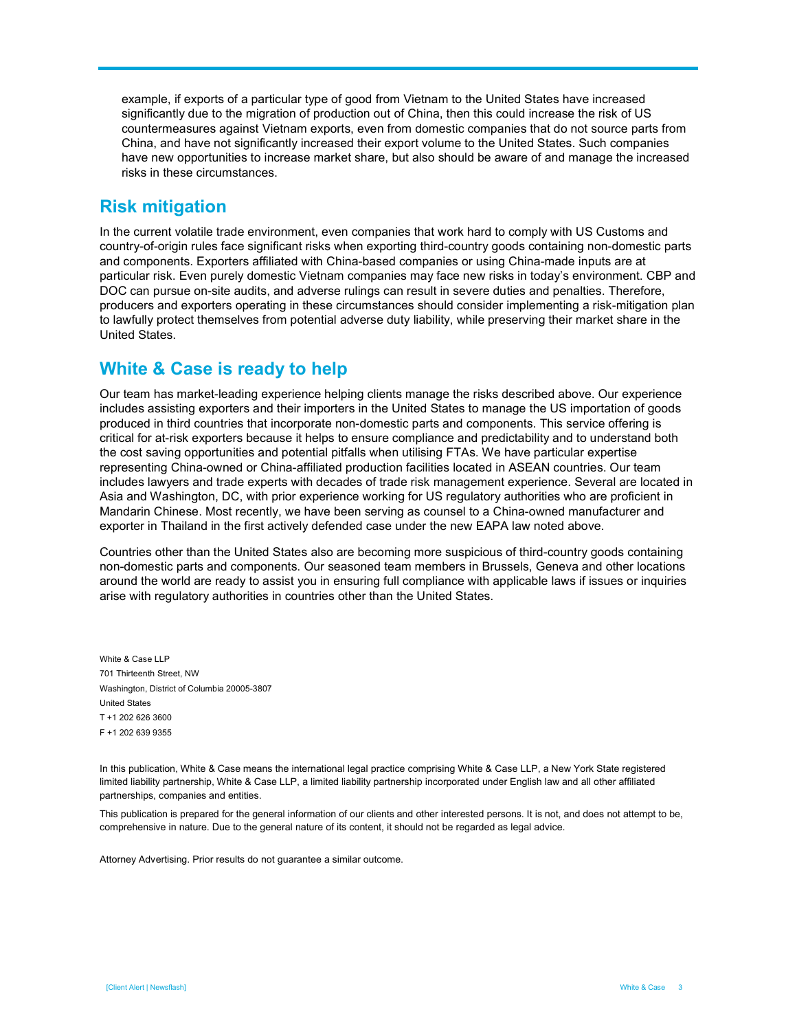example, if exports of a particular type of good from Vietnam to the United States have increased significantly due to the migration of production out of China, then this could increase the risk of US countermeasures against Vietnam exports, even from domestic companies that do not source parts from China, and have not significantly increased their export volume to the United States. Such companies have new opportunities to increase market share, but also should be aware of and manage the increased risks in these circumstances.

## Risk mitigation

In the current volatile trade environment, even companies that work hard to comply with US Customs and country-of-origin rules face significant risks when exporting third-country goods containing non-domestic parts and components. Exporters affiliated with China-based companies or using China-made inputs are at particular risk. Even purely domestic Vietnam companies may face new risks in today's environment. CBP and DOC can pursue on-site audits, and adverse rulings can result in severe duties and penalties. Therefore, producers and exporters operating in these circumstances should consider implementing a risk-mitigation plan to lawfully protect themselves from potential adverse duty liability, while preserving their market share in the United States.

## White & Case is ready to help

Our team has market-leading experience helping clients manage the risks described above. Our experience includes assisting exporters and their importers in the United States to manage the US importation of goods produced in third countries that incorporate non-domestic parts and components. This service offering is critical for at-risk exporters because it helps to ensure compliance and predictability and to understand both the cost saving opportunities and potential pitfalls when utilising FTAs. We have particular expertise representing China-owned or China-affiliated production facilities located in ASEAN countries. Our team includes lawyers and trade experts with decades of trade risk management experience. Several are located in Asia and Washington, DC, with prior experience working for US regulatory authorities who are proficient in Mandarin Chinese. Most recently, we have been serving as counsel to a China-owned manufacturer and exporter in Thailand in the first actively defended case under the new EAPA law noted above.

Countries other than the United States also are becoming more suspicious of third-country goods containing non-domestic parts and components. Our seasoned team members in Brussels, Geneva and other locations around the world are ready to assist you in ensuring full compliance with applicable laws if issues or inquiries arise with regulatory authorities in countries other than the United States.

White & Case LLP
701 Thirteenth Street, NW
Washington, District of Columbia 20005-3807
United States
T +1 202 626 3600
F +1 202 639 9355

In this publication, White & Case means the international legal practice comprising White & Case LLP, a New York State registered limited liability partnership, White & Case LLP, a limited liability partnership incorporated under English law and all other affiliated partnerships, companies and entities.

This publication is prepared for the general information of our clients and other interested persons. It is not, and does not attempt to be, comprehensive in nature. Due to the general nature of its content, it should not be regarded as legal advice.

Attorney Advertising. Prior results do not guarantee a similar outcome.